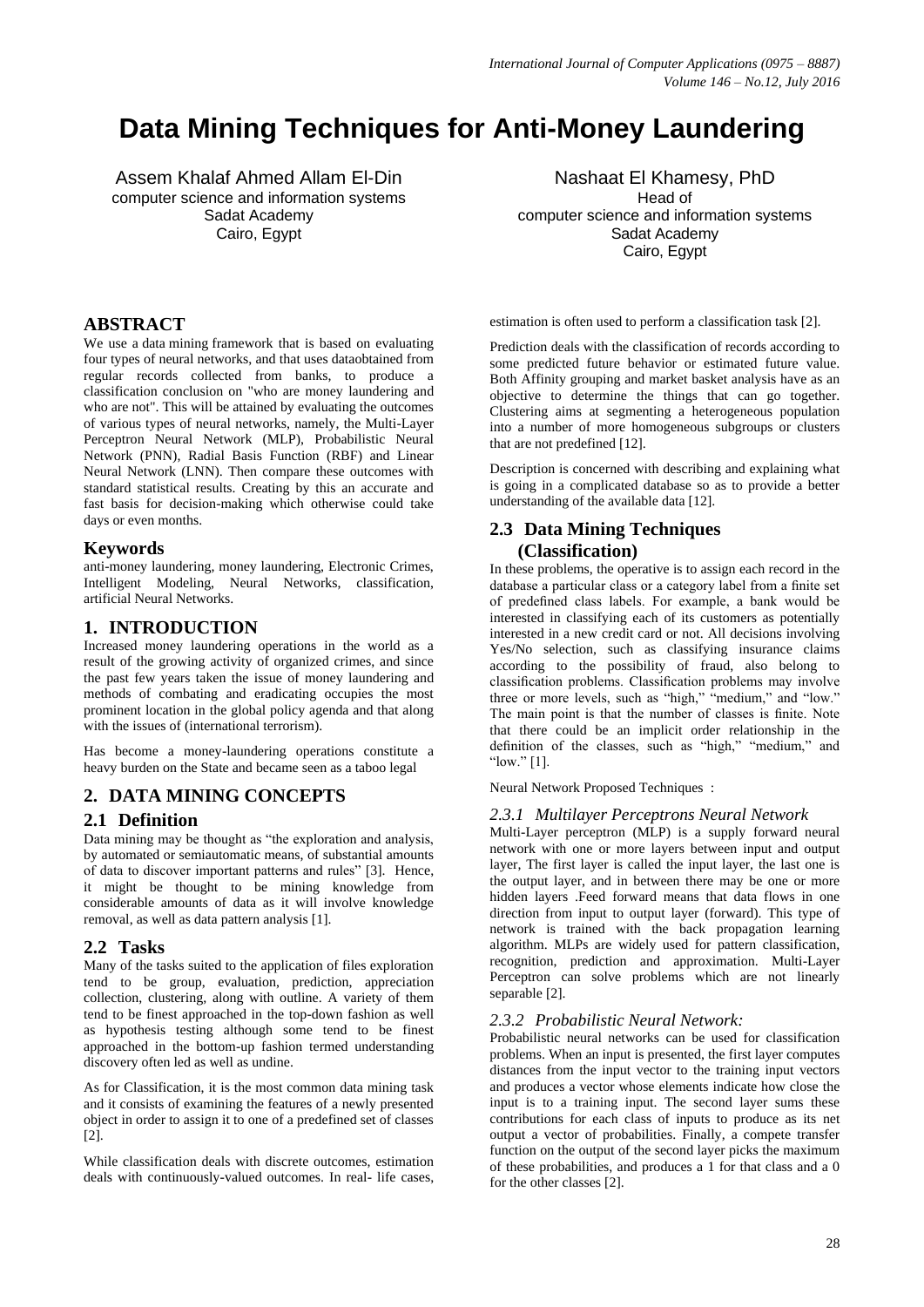// Data Mining Techniques for Anti-Money Laundering

Assem Khalaf Ahmed Allam El-Din
computer science and information systems
Sadat Academy
Cairo, Egypt

Nashaat El Khamesy, PhD
Head of
computer science and information systems
Sadat Academy
Cairo, Egypt

## ABSTRACT

We use a data mining framework that is based on evaluating four types of neural networks, and that uses dataobtained from regular records collected from banks, to produce a classification conclusion on "who are money laundering and who are not". This will be attained by evaluating the outcomes of various types of neural networks, namely, the Multi-Layer Perceptron Neural Network (MLP), Probabilistic Neural Network (PNN), Radial Basis Function (RBF) and Linear Neural Network (LNN). Then compare these outcomes with standard statistical results. Creating by this an accurate and fast basis for decision-making which otherwise could take days or even months.

## Keywords

anti-money laundering, money laundering, Electronic Crimes, Intelligent Modeling, Neural Networks, classification, artificial Neural Networks.

## 1. INTRODUCTION

Increased money laundering operations in the world as a result of the growing activity of organized crimes, and since the past few years taken the issue of money laundering and methods of combating and eradicating occupies the most prominent location in the global policy agenda and that along with the issues of (international terrorism).

Has become a money-laundering operations constitute a heavy burden on the State and became seen as a taboo legal

## 2. DATA MINING CONCEPTS

### 2.1 Definition

Data mining may be thought as "the exploration and analysis, by automated or semiautomatic means, of substantial amounts of data to discover important patterns and rules" [3]. Hence, it might be thought to be mining knowledge from considerable amounts of data as it will involve knowledge removal, as well as data pattern analysis [1].

### 2.2 Tasks

Many of the tasks suited to the application of files exploration tend to be group, evaluation, prediction, appreciation collection, clustering, along with outline. A variety of them tend to be finest approached in the top-down fashion as well as hypothesis testing although some tend to be finest approached in the bottom-up fashion termed understanding discovery often led as well as undine.

As for Classification, it is the most common data mining task and it consists of examining the features of a newly presented object in order to assign it to one of a predefined set of classes [2].

While classification deals with discrete outcomes, estimation deals with continuously-valued outcomes. In real- life cases, estimation is often used to perform a classification task [2].

Prediction deals with the classification of records according to some predicted future behavior or estimated future value. Both Affinity grouping and market basket analysis have as an objective to determine the things that can go together. Clustering aims at segmenting a heterogeneous population into a number of more homogeneous subgroups or clusters that are not predefined [12].

Description is concerned with describing and explaining what is going in a complicated database so as to provide a better understanding of the available data [12].

### 2.3 Data Mining Techniques (Classification)

In these problems, the operative is to assign each record in the database a particular class or a category label from a finite set of predefined class labels. For example, a bank would be interested in classifying each of its customers as potentially interested in a new credit card or not. All decisions involving Yes/No selection, such as classifying insurance claims according to the possibility of fraud, also belong to classification problems. Classification problems may involve three or more levels, such as "high," "medium," and "low." The main point is that the number of classes is finite. Note that there could be an implicit order relationship in the definition of the classes, such as "high," "medium," and "low." [1].

Neural Network Proposed Techniques :

#### *2.3.1 Multilayer Perceptrons Neural Network*

Multi-Layer perceptron (MLP) is a supply forward neural network with one or more layers between input and output layer, The first layer is called the input layer, the last one is the output layer, and in between there may be one or more hidden layers .Feed forward means that data flows in one direction from input to output layer (forward). This type of network is trained with the back propagation learning algorithm. MLPs are widely used for pattern classification, recognition, prediction and approximation. Multi-Layer Perceptron can solve problems which are not linearly separable [2].

#### *2.3.2 Probabilistic Neural Network:*

Probabilistic neural networks can be used for classification problems. When an input is presented, the first layer computes distances from the input vector to the training input vectors and produces a vector whose elements indicate how close the input is to a training input. The second layer sums these contributions for each class of inputs to produce as its net output a vector of probabilities. Finally, a compete transfer function on the output of the second layer picks the maximum of these probabilities, and produces a 1 for that class and a 0 for the other classes [2].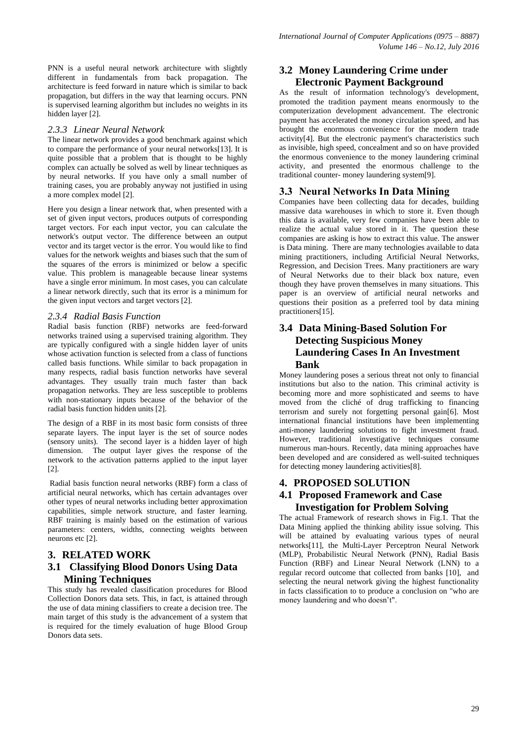PNN is a useful neural network architecture with slightly different in fundamentals from back propagation. The architecture is feed forward in nature which is similar to back propagation, but differs in the way that learning occurs. PNN is supervised learning algorithm but includes no weights in its hidden layer [2].

#### *2.3.3 Linear Neural Network*

The linear network provides a good benchmark against which to compare the performance of your neural networks[13]. It is quite possible that a problem that is thought to be highly complex can actually be solved as well by linear techniques as by neural networks. If you have only a small number of training cases, you are probably anyway not justified in using a more complex model [2].

Here you design a linear network that, when presented with a set of given input vectors, produces outputs of corresponding target vectors. For each input vector, you can calculate the network's output vector. The difference between an output vector and its target vector is the error. You would like to find values for the network weights and biases such that the sum of the squares of the errors is minimized or below a specific value. This problem is manageable because linear systems have a single error minimum. In most cases, you can calculate a linear network directly, such that its error is a minimum for the given input vectors and target vectors [2].

#### *2.3.4 Radial Basis Function*

Radial basis function (RBF) networks are feed-forward networks trained using a supervised training algorithm. They are typically configured with a single hidden layer of units whose activation function is selected from a class of functions called basis functions. While similar to back propagation in many respects, radial basis function networks have several advantages. They usually train much faster than back propagation networks. They are less susceptible to problems with non-stationary inputs because of the behavior of the radial basis function hidden units [2].

The design of a RBF in its most basic form consists of three separate layers. The input layer is the set of source nodes (sensory units). The second layer is a hidden layer of high dimension. The output layer gives the response of the network to the activation patterns applied to the input layer [2].

Radial basis function neural networks (RBF) form a class of artificial neural networks, which has certain advantages over other types of neural networks including better approximation capabilities, simple network structure, and faster learning. RBF training is mainly based on the estimation of various parameters: centers, widths, connecting weights between neurons etc [2].

## 3. RELATED WORK

### 3.1 Classifying Blood Donors Using Data Mining Techniques

This study has revealed classification procedures for Blood Collection Donors data sets. This, in fact, is attained through the use of data mining classifiers to create a decision tree. The main target of this study is the advancement of a system that is required for the timely evaluation of huge Blood Group Donors data sets.

### 3.2 Money Laundering Crime under Electronic Payment Background

As the result of information technology's development, promoted the tradition payment means enormously to the computerization development advancement. The electronic payment has accelerated the money circulation speed, and has brought the enormous convenience for the modern trade activity[4]. But the electronic payment's characteristics such as invisible, high speed, concealment and so on have provided the enormous convenience to the money laundering criminal activity, and presented the enormous challenge to the traditional counter- money laundering system[9].

### 3.3 Neural Networks In Data Mining

Companies have been collecting data for decades, building massive data warehouses in which to store it. Even though this data is available, very few companies have been able to realize the actual value stored in it. The question these companies are asking is how to extract this value. The answer is Data mining. There are many technologies available to data mining practitioners, including Artificial Neural Networks, Regression, and Decision Trees. Many practitioners are wary of Neural Networks due to their black box nature, even though they have proven themselves in many situations. This paper is an overview of artificial neural networks and questions their position as a preferred tool by data mining practitioners[15].

### 3.4 Data Mining-Based Solution For Detecting Suspicious Money Laundering Cases In An Investment Bank

Money laundering poses a serious threat not only to financial institutions but also to the nation. This criminal activity is becoming more and more sophisticated and seems to have moved from the cliché of drug trafficking to financing terrorism and surely not forgetting personal gain[6]. Most international financial institutions have been implementing anti-money laundering solutions to fight investment fraud. However, traditional investigative techniques consume numerous man-hours. Recently, data mining approaches have been developed and are considered as well-suited techniques for detecting money laundering activities[8].

## 4. PROPOSED SOLUTION

### 4.1 Proposed Framework and Case Investigation for Problem Solving

The actual Framework of research shows in Fig.1. That the Data Mining applied the thinking ability issue solving. This will be attained by evaluating various types of neural networks[11], the Multi-Layer Perceptron Neural Network (MLP), Probabilistic Neural Network (PNN), Radial Basis Function (RBF) and Linear Neural Network (LNN) to a regular record outcome that collected from banks [10], and selecting the neural network giving the highest functionality in facts classification to to produce a conclusion on "who are money laundering and who doesn't".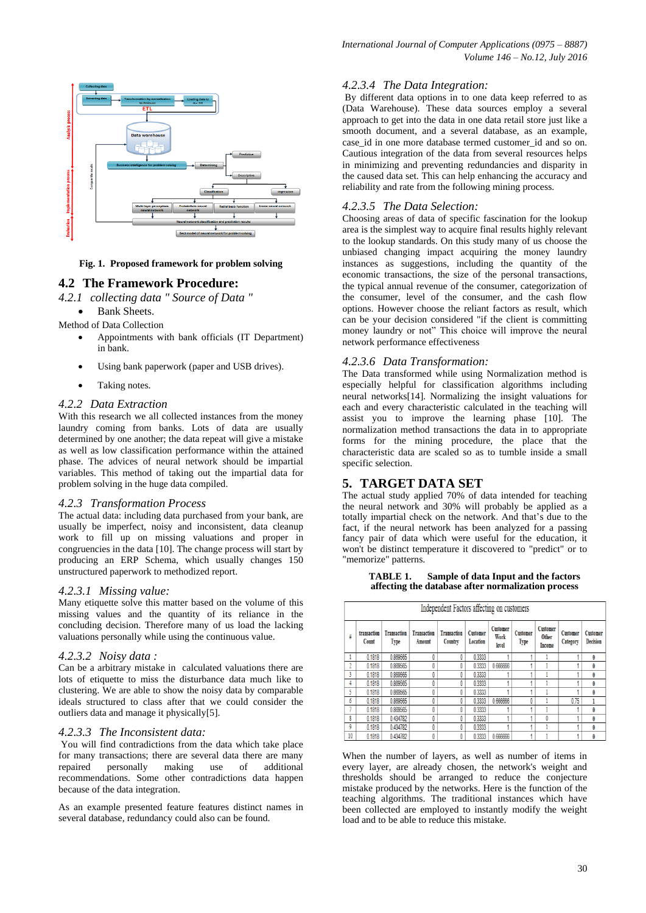Fig. 1. Proposed framework for problem solving

## 4.2 The Framework Procedure:

### 4.2.1 collecting data " Source of Data "

- Bank Sheets.

Method of Data Collection

- Appointments with bank officials (IT Department) in bank.
- Using bank paperwork (paper and USB drives).
- Taking notes.

### 4.2.2 Data Extraction

With this research we all collected instances from the money laundry coming from banks. Lots of data are usually determined by one another; the data repeat will give a mistake as well as low classification performance within the attained phase. The advices of neural network should be impartial variables. This method of taking out the impartial data for problem solving in the huge data compiled.

### 4.2.3 Transformation Process

The actual data: including data purchased from your bank, are usually be imperfect, noisy and inconsistent, data cleanup work to fill up on missing valuations and proper in congruencies in the data [10]. The change process will start by producing an ERP Schema, which usually changes 150 unstructured paperwork to methodized report.

#### 4.2.3.1 Missing value:

Many etiquette solve this matter based on the volume of this missing values and the quantity of its reliance in the concluding decision. Therefore many of us load the lacking valuations personally while using the continuous value.

#### 4.2.3.2 Noisy data :

Can be a arbitrary mistake in calculated valuations there are lots of etiquette to miss the disturbance data much like to clustering. We are able to show the noisy data by comparable ideals structured to class after that we could consider the outliers data and manage it physically[5].

#### 4.2.3.3 The Inconsistent data:

You will find contradictions from the data which take place for many transactions; there are several data there are many repaired personally making use of additional recommendations. Some other contradictions data happen because of the data integration.

As an example presented feature features distinct names in several database, redundancy could also can be found.

#### 4.2.3.4 The Data Integration:

By different data options in to one data keep referred to as (Data Warehouse). These data sources employ a several approach to get into the data in one data retail store just like a smooth document, and a several database, as an example, case_id in one more database termed customer_id and so on. Cautious integration of the data from several resources helps in minimizing and preventing redundancies and disparity in the caused data set. This can help enhancing the accuracy and reliability and rate from the following mining process.

#### 4.2.3.5 The Data Selection:

Choosing areas of data of specific fascination for the lookup area is the simplest way to acquire final results highly relevant to the lookup standards. On this study many of us choose the unbiased changing impact acquiring the money laundry instances as suggestions, including the quantity of the economic transactions, the size of the personal transactions, the typical annual revenue of the consumer, categorization of the consumer, level of the consumer, and the cash flow options. However choose the reliant factors as result, which can be your decision considered "if the client is committing money laundry or not" This choice will improve the neural network performance effectiveness

#### 4.2.3.6 Data Transformation:

The Data transformed while using Normalization method is especially helpful for classification algorithms including neural networks[14]. Normalizing the insight valuations for each and every characteristic calculated in the teaching will assist you to improve the learning phase [10]. The normalization method transactions the data in to appropriate forms for the mining procedure, the place that the characteristic data are scaled so as to tumble inside a small specific selection.

# 5. TARGET DATA SET

The actual study applied 70% of data intended for teaching the neural network and 30% will probably be applied as a totally impartial check on the network. And that's due to the fact, if the neural network has been analyzed for a passing fancy pair of data which were useful for the education, it won't be distinct temperature it discovered to "predict" or to "memorize" patterns.

**TABLE 1. Sample of data Input and the factors affecting the database after normalization process**

| Independent Factors affecting on customers | | | | | | | | | | |
|---|---|---|---|---|---|---|---|---|---|---|
| # | transaction Count | Transaction Type | Transaction Amount | Transaction Country | Customer Location | Customer Work level | Customer Type | Customer Other Income | Customer Category | Customer Decision |
| 1 | 0.1818 | 0.869565 | 0 | 0 | 0.3333 | 1 | 1 | 1 | 1 | 0 |
| 2 | 0.1818 | 0.869565 | 0 | 0 | 0.3333 | 0.666666 | 1 | 1 | 1 | 0 |
| 3 | 0.1818 | 0.869565 | 0 | 0 | 0.3333 | 1 | 1 | 1 | 1 | 0 |
| 4 | 0.1818 | 0.869565 | 0 | 0 | 0.3333 | 1 | 1 | 1 | 1 | 0 |
| 5 | 0.1818 | 0.869565 | 0 | 0 | 0.3333 | 1 | 1 | 1 | 1 | 0 |
| 6 | 0.1818 | 0.869565 | 0 | 0 | 0.3333 | 0.666666 | 0 | 1 | 0.75 | 1 |
| 7 | 0.1818 | 0.869565 | 0 | 0 | 0.3333 | 1 | 1 | 1 | 1 | 0 |
| 8 | 0.1818 | 0.434782 | 0 | 0 | 0.3333 | 1 | 1 | 0 | 1 | 0 |
| 9 | 0.1818 | 0.434782 | 0 | 0 | 0.3333 | 1 | 1 | 1 | 1 | 0 |
| 10 | 0.1818 | 0.434782 | 0 | 0 | 0.3333 | 0.666666 | 1 | 1 | 1 | 0 |

When the number of layers, as well as number of items in every layer, are already chosen, the network's weight and thresholds should be arranged to reduce the conjecture mistake produced by the networks. Here is the function of the teaching algorithms. The traditional instances which have been collected are employed to instantly modify the weight load and to be able to reduce this mistake.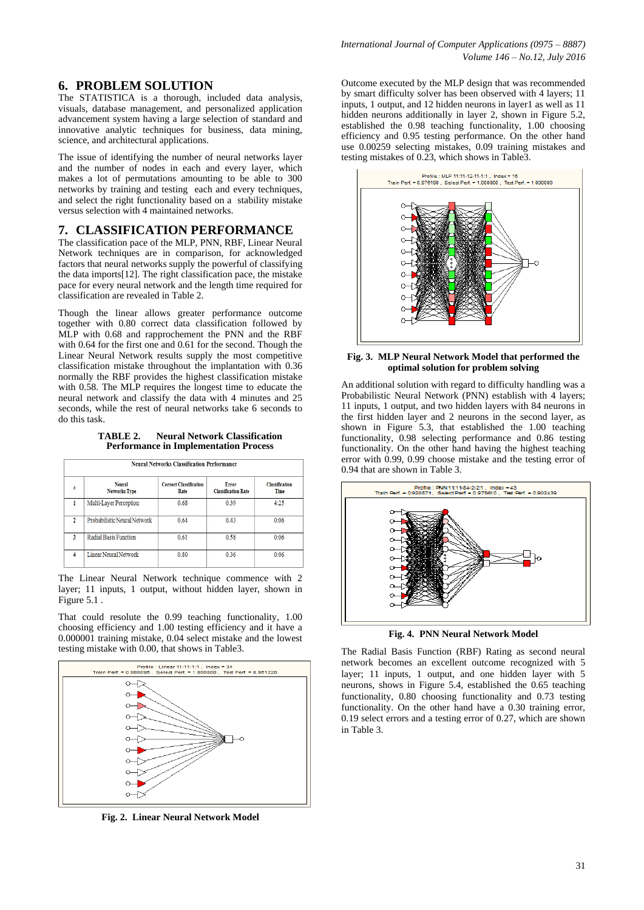## 6. PROBLEM SOLUTION

The STATISTICA is a thorough, included data analysis, visuals, database management, and personalized application advancement system having a large selection of standard and innovative analytic techniques for business, data mining, science, and architectural applications.

The issue of identifying the number of neural networks layer and the number of nodes in each and every layer, which makes a lot of permutations amounting to be able to 300 networks by training and testing each and every techniques, and select the right functionality based on a stability mistake versus selection with 4 maintained networks.

## 7. CLASSIFICATION PERFORMANCE

The classification pace of the MLP, PNN, RBF, Linear Neural Network techniques are in comparison, for acknowledged factors that neural networks supply the powerful of classifying the data imports[12]. The right classification pace, the mistake pace for every neural network and the length time required for classification are revealed in Table 2.

Though the linear allows greater performance outcome together with 0.80 correct data classification followed by MLP with 0.68 and rapprochement the PNN and the RBF with 0.64 for the first one and 0.61 for the second. Though the Linear Neural Network results supply the most competitive classification mistake throughout the implantation with 0.36 normally the RBF provides the highest classification mistake with 0.58. The MLP requires the longest time to educate the neural network and classify the data with 4 minutes and 25 seconds, while the rest of neural networks take 6 seconds to do this task.

**TABLE 2. Neural Network Classification Performance in Implementation Process**

| Neural Networks Classification Performance | | | | |
|---|---|---|---|---|
| # | Neural Networks Type | Correct Classification Rate | Error Classification Rate | Classification Time |
| 1 | Multi-Layer Perception | 0.68 | 0.39 | 4:25 |
| 2 | Probabilistic Neural Network | 0.64 | 0.43 | 0:06 |
| 3 | Radial Basis Function | 0.61 | 0.58 | 0:06 |
| 4 | Linear Neural Network | 0.80 | 0.36 | 0:06 |

The Linear Neural Network technique commence with 2 layer; 11 inputs, 1 output, without hidden layer, shown in Figure 5.1 .

That could resolute the 0.99 teaching functionality, 1.00 choosing efficiency and 1.00 testing efficiency and it have a 0.000001 training mistake, 0.04 select mistake and the lowest testing mistake with 0.00, that shows in Table3.

**Fig. 2. Linear Neural Network Model**

Outcome executed by the MLP design that was recommended by smart difficulty solver has been observed with 4 layers; 11 inputs, 1 output, and 12 hidden neurons in layer1 as well as 11 hidden neurons additionally in layer 2, shown in Figure 5.2, established the 0.98 teaching functionality, 1.00 choosing efficiency and 0.95 testing performance. On the other hand use 0.00259 selecting mistakes, 0.09 training mistakes and testing mistakes of 0.23, which shows in Table3.

**Fig. 3. MLP Neural Network Model that performed the optimal solution for problem solving**

An additional solution with regard to difficulty handling was a Probabilistic Neural Network (PNN) establish with 4 layers; 11 inputs, 1 output, and two hidden layers with 84 neurons in the first hidden layer and 2 neurons in the second layer, as shown in Figure 5.3, that established the 1.00 teaching functionality, 0.98 selecting performance and 0.86 testing functionality. On the other hand having the highest teaching error with 0.99, 0.99 choose mistake and the testing error of 0.94 that are shown in Table 3.

**Fig. 4. PNN Neural Network Model**

The Radial Basis Function (RBF) Rating as second neural network becomes an excellent outcome recognized with 5 layer; 11 inputs, 1 output, and one hidden layer with 5 neurons, shows in Figure 5.4, established the 0.65 teaching functionality, 0.80 choosing functionality and 0.73 testing functionality. On the other hand have a 0.30 training error, 0.19 select errors and a testing error of 0.27, which are shown in Table 3.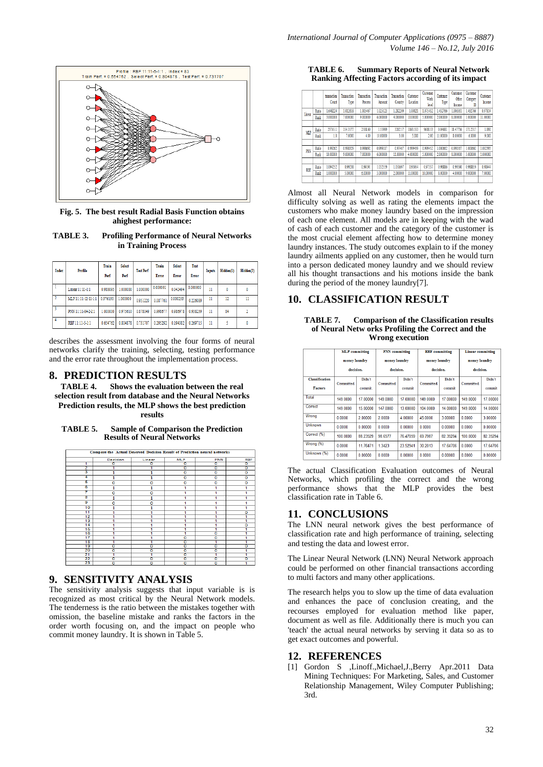Fig. 5. The best result Radial Basis Function obtains ahighest performance:

**TABLE 3. Profiling Performance of Neural Networks in Training Process**

| Index | Profile | Train Perf | Select Perf | Test Perf | Train Error | Select Error | Test Error | Inputs | Hidden(1) | Hidden(2) |
|---|---|---|---|---|---|---|---|---|---|---|
| 1 | Linear 11:11-1:1 | 0.918095 | 1.000000 | 1.000000 | 0.000003 | 0.042494 | 0.000003 | 11 | 0 | 0 |
| 2 | MLP 11:11-12-11-1:1 | 0.976190 | 1.000000 | 0.951220 | 0.087761 | 0.000259 | 0.226089 | 11 | 12 | 11 |
| 3 | PNN 11:11-84-2-2:1 | 1.000000 | 0.975610 | 0.878049 | 0.998677 | 0.980973 | 0.938239 | 11 | 84 | 2 |
| 4 | RBF 11:11-5-1:1 | 0.654762 | 0.804878 | 0.731707 | 0.295292 | 0.194382 | 0.269715 | 11 | 5 | 0 |

describes the assessment involving the four forms of neural networks clarify the training, selecting, testing performance and the error rate throughout the implementation process.

## 8. PREDICTION RESULTS

**TABLE 4. Shows the evaluation between the real selection result from database and the Neural Networks Prediction results, the MLP shows the best prediction results**

**TABLE 5. Sample of Comparison the Prediction Results of Neural Networks**

| | Decision | Linear | MLP | PNN | RBF |
|---|---|---|---|---|---|
| 1 | 0 | 0 | 0 | 0 | 0 |
| 2 | 1 | 1 | 0 | 0 | 0 |
| 3 | 1 | 1 | 0 | 0 | 0 |
| 4 | 1 | 1 | 0 | 0 | 0 |
| 5 | 0 | 0 | 0 | 0 | 0 |
| 6 | 1 | 1 | 1 | 1 | 1 |
| 7 | 0 | 0 | 1 | 1 | 1 |
| 8 | 1 | 1 | 1 | 1 | 1 |
| 9 | 0 | 0 | 1 | 1 | 1 |
| 10 | 1 | 1 | 1 | 1 | 1 |
| 11 | 1 | 1 | 1 | 1 | 0 |
| 12 | 1 | 1 | 1 | 1 | 1 |
| 13 | 1 | 1 | 1 | 1 | 1 |
| 14 | 1 | 1 | 1 | 1 | 0 |
| 15 | 1 | 1 | 1 | 1 | 1 |
| 16 | 1 | 1 | 1 | 0 | 1 |
| 17 | 1 | 1 | 0 | 0 | 1 |
| 18 | 1 | 1 | 0 | 1 | 1 |
| 19 | 0 | 0 | 0 | 0 | 0 |
| 20 | 0 | 0 | 0 | 0 | 1 |
| 21 | 1 | 1 | 0 | 1 | 1 |
| 22 | 0 | 0 | 0 | 0 | 0 |
| 23 | 0 | 0 | 0 | 0 | 1 |

## 9. SENSITIVITY ANALYSIS

The sensitivity analysis suggests that input variable is is recognized as most critical by the Neural Network models. The tenderness is the ratio between the mistakes together with omission, the baseline mistake and ranks the factors in the order worth focusing on, and the impact on people who commit money laundry. It is shown in Table 5.

**TABLE 6. Summary Reports of Neural Network Ranking Affecting Factors according of its impact**

| | | transaction Count | Transaction Type | Transaction Process | Transaction Amount | Transaction Country | Customer Location | Customer Work level | Customer Type | Customer Other Income | Customer Category ID | Customer Income |
|---|---|---|---|---|---|---|---|---|---|---|---|---|
| Linear | Ratio | 1.498224 | 3.012618 | 1.005467 | 1.025123 | 1.282269 | 1.00121 | 1.075432 | 1.432766 | 1.006651 | 1.432766 | 0.97834 |
| | Rank | 3.000000 | 7.000000 | 9.000000 | 6.000000 | 4.000000 | 10.00000 | 5.000000 | 2.000000 | 8.000000 | 1.000000 | 11.00000 |
| MLP | Ratio | 25765.1 | 354.3577 | 2588.60 | 1.55999 | 3302.57 | 1065.553 | 9608.55 | 0.04681 | 18.47756 | 171.2517 | 1.890 |
| | Rank | 1.0 | 7.0000 | 4.00 | 10.00000 | 3.00 | 5.000 | 2.00 | 11.00000 | 8.00000 | 6.0000 | 9.000 |
| PNN | Ratio | 0.99262 | 0.998329 | 0.998691 | 0.999117 | 0.97467 | 0.999459 | 0.999452 | 1.000862 | 0.999567 | 1.000862 | 1.002385 |
| | Rank | 10.00000 | 9.00000 | 7.000000 | 6.000000 | 12.00000 | 4.000000 | 5.000000 | 2.000000 | 8.000000 | 3.000000 | 1.000000 |
| RBF | Ratio | 1.094252 | 0.99238 | 0.99191 | 1.012359 | 1.016697 | 0.93694 | 0.97337 | 0.99886 | 0.99390 | 0.998819 | 0.98944 |
| | Rank | 1.000000 | 5.00000 | 6.00000 | 3.000000 | 2.000000 | 11.00000 | 10.00000 | 8.00000 | 4.00000 | 9.000000 | 7.00000 |

Almost all Neural Network models in comparison for difficulty solving as well as rating the elements impact the customers who make money laundry based on the impression of each one element. All models are in keeping with the wad of cash of each customer and the category of the customer is the most crucial element affecting how to determine money laundry instances. The study outcomes explain to if the money laundry ailments applied on any customer, then he would turn into a person dedicated money laundry and we should review all his thought transactions and his motions inside the bank during the period of the money laundry[7].

## 10. CLASSIFICATION RESULT

**TABLE 7. Comparison of the Classification results of Neural Netw orks Profiling the Correct and the Wrong execution**

| Classification Factors | MLP committing money laundry decision. | | PNN committing money laundry decision. | | RBF committing money laundry decision. | | Linear committing money laundry decision. | |
|---|---|---|---|---|---|---|---|---|
| | Committed | Didn't commit | Committed | Didn't commit | Committed | Didn't commit | Committed | Didn't commit |
| Total | 149.0000 | 17.00000 | 149.0000 | 17.00000 | 149.0000 | 17.00000 | 149.0000 | 17.00000 |
| Correct | 149.0000 | 15.00000 | 147.0000 | 13.00000 | 104.0000 | 14.00000 | 149.0000 | 14.00000 |
| Wrong | 0.0000 | 2.00000 | 2.0000 | 4.00000 | 45.0000 | 3.00000 | 0.0000 | 3.00000 |
| Unknown | 0.0000 | 0.00000 | 0.0000 | 0.00000 | 0.0000 | 0.00000 | 0.0000 | 0.00000 |
| Correct (%) | 100.0000 | 88.23529 | 98.6577 | 76.47059 | 69.7987 | 82.35294 | 100.0000 | 82.35294 |
| Wrong (%) | 0.0000 | 11.76471 | 1.3423 | 23.52941 | 30.2013 | 17.64706 | 0.0000 | 17.64706 |
| Unknown (%) | 0.0000 | 0.00000 | 0.0000 | 0.00000 | 0.0000 | 0.00000 | 0.0000 | 0.00000 |

The actual Classification Evaluation outcomes of Neural Networks, which profiling the correct and the wrong performance shows that the MLP provides the best classification rate in Table 6.

## 11. CONCLUSIONS

The LNN neural network gives the best performance of classification rate and high performance of training, selecting and testing the data and lowest error.

The Linear Neural Network (LNN) Neural Network approach could be performed on other financial transactions according to multi factors and many other applications.

The research helps you to slow up the time of data evaluation and enhances the pace of conclusion creating, and the recourses employed for evaluation method like paper, document as well as file. Additionally there is much you can 'teach' the actual neural networks by serving it data so as to get exact outcomes and powerful.

## 12. REFERENCES

[1] Gordon S ,Linoff.,Michael,J.,Berry Apr.2011 Data Mining Techniques: For Marketing, Sales, and Customer Relationship Management, Wiley Computer Publishing; 3rd.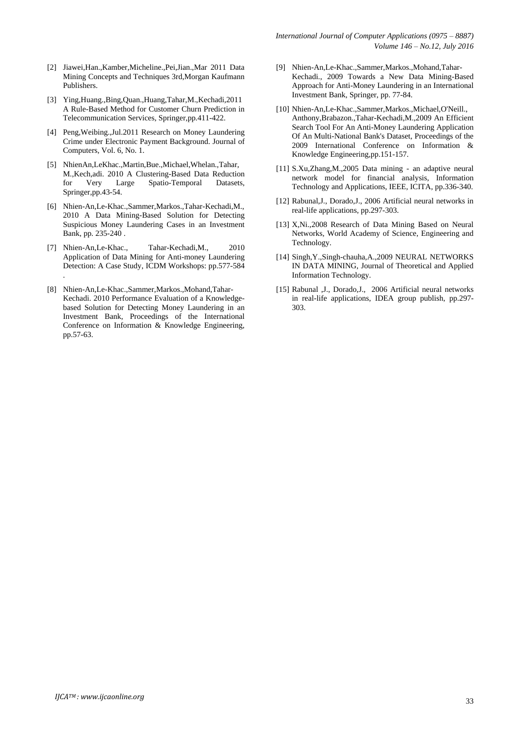[2] Jiawei,Han.,Kamber,Micheline.,Pei,Jian.,Mar 2011 Data Mining Concepts and Techniques 3rd,Morgan Kaufmann Publishers.

[3] Ying,Huang.,Bing,Quan.,Huang,Tahar,M.,Kechadi,2011 A Rule-Based Method for Customer Churn Prediction in Telecommunication Services, Springer,pp.411-422.

[4] Peng,Weibing.,Jul.2011 Research on Money Laundering Crime under Electronic Payment Background. Journal of Computers, Vol. 6, No. 1.

[5] NhienAn,LeKhac.,Martin,Bue.,Michael,Whelan.,Tahar, M.,Kech,adi. 2010 A Clustering-Based Data Reduction for Very Large Spatio-Temporal Datasets, Springer,pp.43-54.

[6] Nhien-An,Le-Khac.,Sammer,Markos.,Tahar-Kechadi,M., 2010 A Data Mining-Based Solution for Detecting Suspicious Money Laundering Cases in an Investment Bank, pp. 235-240 .

[7] Nhien-An,Le-Khac., Tahar-Kechadi,M., 2010 Application of Data Mining for Anti-money Laundering Detection: A Case Study, ICDM Workshops: pp.577-584 .

[8] Nhien-An,Le-Khac.,Sammer,Markos.,Mohand,Tahar-Kechadi. 2010 Performance Evaluation of a Knowledge-based Solution for Detecting Money Laundering in an Investment Bank, Proceedings of the International Conference on Information & Knowledge Engineering, pp.57-63.

[9] Nhien-An,Le-Khac.,Sammer,Markos.,Mohand,Tahar-Kechadi., 2009 Towards a New Data Mining-Based Approach for Anti-Money Laundering in an International Investment Bank, Springer, pp. 77-84.

[10] Nhien-An,Le-Khac.,Sammer,Markos.,Michael,O'Neill., Anthony,Brabazon.,Tahar-Kechadi,M.,2009 An Efficient Search Tool For An Anti-Money Laundering Application Of An Multi-National Bank's Dataset, Proceedings of the 2009 International Conference on Information & Knowledge Engineering,pp.151-157.

[11] S.Xu,Zhang,M.,2005 Data mining - an adaptive neural network model for financial analysis, Information Technology and Applications, IEEE, ICITA, pp.336-340.

[12] Rabunal,J., Dorado,J., 2006 Artificial neural networks in real-life applications, pp.297-303.

[13] X,Ni.,2008 Research of Data Mining Based on Neural Networks, World Academy of Science, Engineering and Technology.

[14] Singh,Y.,Singh-chauha,A.,2009 NEURAL NETWORKS IN DATA MINING, Journal of Theoretical and Applied Information Technology.

[15] Rabunal ,J., Dorado,J., 2006 Artificial neural networks in real-life applications, IDEA group publish, pp.297-303.